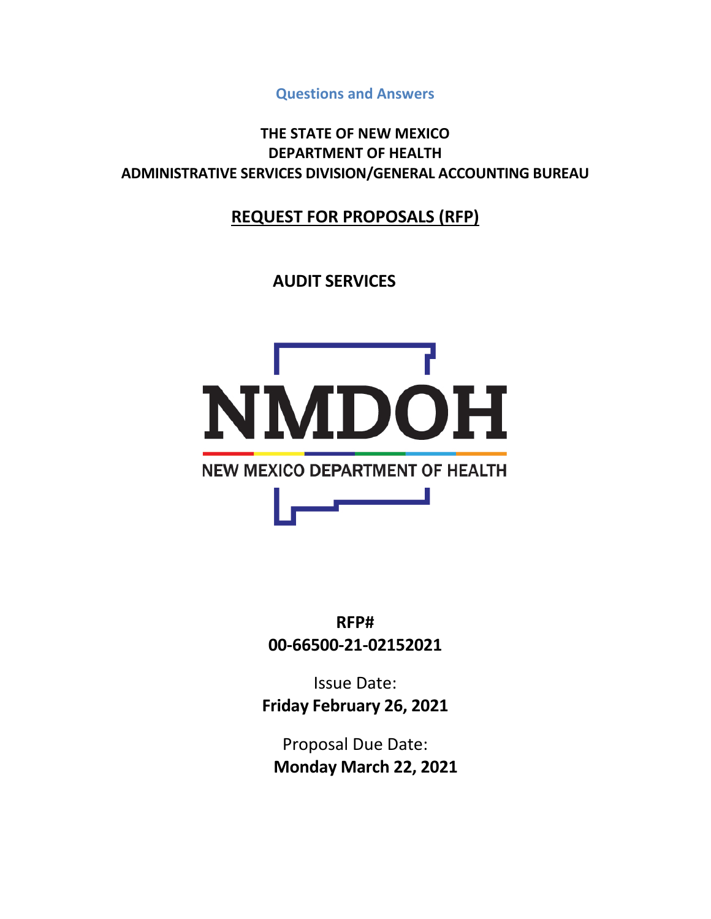Questions and Answers

# THE STATE OF NEW MEXICO
# DEPARTMENT OF HEALTH
# ADMINISTRATIVE SERVICES DIVISION/GENERAL ACCOUNTING BUREAU

## REQUEST FOR PROPOSALS (RFP)

## AUDIT SERVICES

NMDOH

NEW MEXICO DEPARTMENT OF HEALTH

**RFP#**
**00-66500-21-02152021**

Issue Date:
**Friday February 26, 2021**

Proposal Due Date:
**Monday March 22, 2021**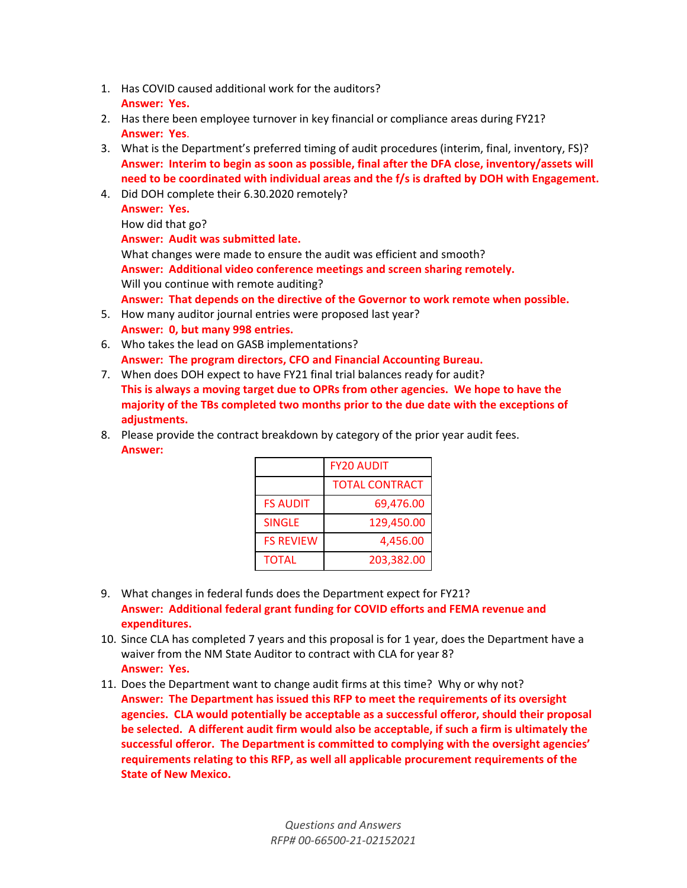1. Has COVID caused additional work for the auditors?
   **Answer: Yes.**
2. Has there been employee turnover in key financial or compliance areas during FY21?
   **Answer: Yes.**
3. What is the Department's preferred timing of audit procedures (interim, final, inventory, FS)?
   **Answer: Interim to begin as soon as possible, final after the DFA close, inventory/assets will need to be coordinated with individual areas and the f/s is drafted by DOH with Engagement.**
4. Did DOH complete their 6.30.2020 remotely?
   **Answer: Yes.**
   How did that go?
   **Answer: Audit was submitted late.**
   What changes were made to ensure the audit was efficient and smooth?
   **Answer: Additional video conference meetings and screen sharing remotely.**
   Will you continue with remote auditing?
   **Answer: That depends on the directive of the Governor to work remote when possible.**
5. How many auditor journal entries were proposed last year?
   **Answer: 0, but many 998 entries.**
6. Who takes the lead on GASB implementations?
   **Answer: The program directors, CFO and Financial Accounting Bureau.**
7. When does DOH expect to have FY21 final trial balances ready for audit?
   **This is always a moving target due to OPRs from other agencies. We hope to have the majority of the TBs completed two months prior to the due date with the exceptions of adjustments.**
8. Please provide the contract breakdown by category of the prior year audit fees.
   **Answer:**

| | FY20 AUDIT |
|---|---|
| | TOTAL CONTRACT |
| FS AUDIT | 69,476.00 |
| SINGLE | 129,450.00 |
| FS REVIEW | 4,456.00 |
| TOTAL | 203,382.00 |

9. What changes in federal funds does the Department expect for FY21?
   **Answer: Additional federal grant funding for COVID efforts and FEMA revenue and expenditures.**
10. Since CLA has completed 7 years and this proposal is for 1 year, does the Department have a waiver from the NM State Auditor to contract with CLA for year 8?
    **Answer: Yes.**
11. Does the Department want to change audit firms at this time? Why or why not?
    **Answer: The Department has issued this RFP to meet the requirements of its oversight agencies. CLA would potentially be acceptable as a successful offeror, should their proposal be selected. A different audit firm would also be acceptable, if such a firm is ultimately the successful offeror. The Department is committed to complying with the oversight agencies' requirements relating to this RFP, as well all applicable procurement requirements of the State of New Mexico.**